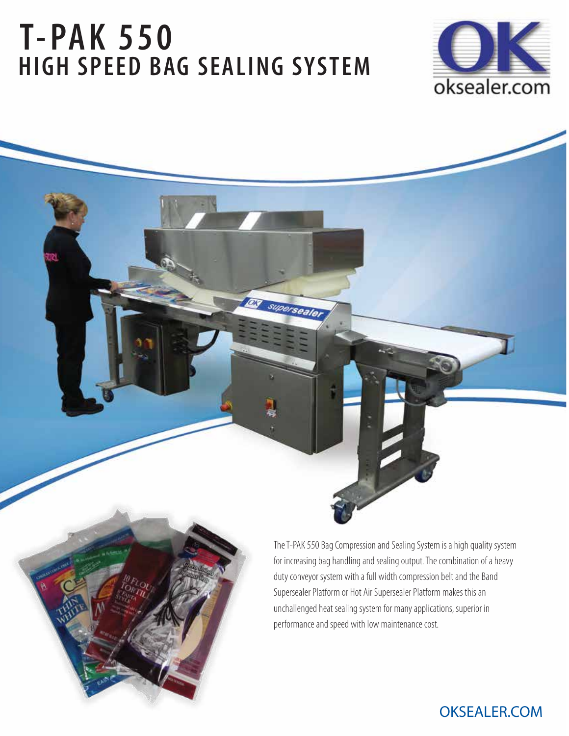# T-PAK 550
## HIGH SPEED BAG SEALING SYSTEM

oksealer.com

The T-PAK 550 Bag Compression and Sealing System is a high quality system for increasing bag handling and sealing output. The combination of a heavy duty conveyor system with a full width compression belt and the Band Supersealer Platform or Hot Air Supersealer Platform makes this an unchallenged heat sealing system for many applications, superior in performance and speed with low maintenance cost.

OKSEALER.COM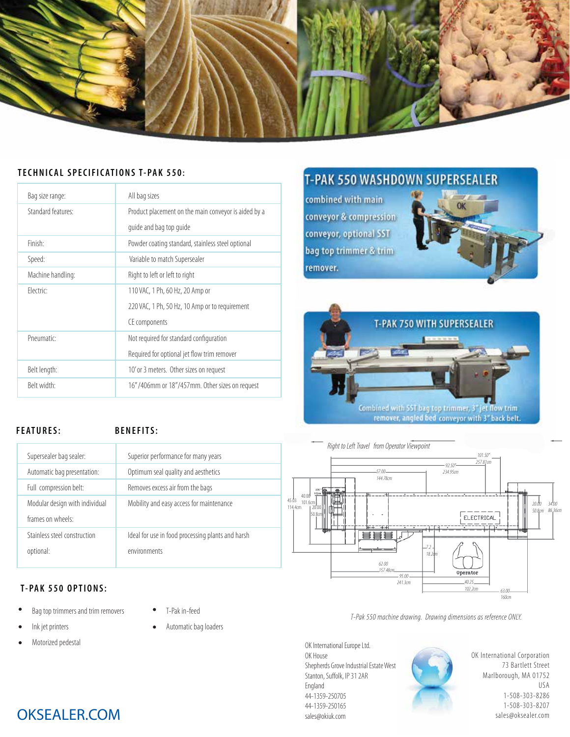## TECHNICAL SPECIFICATIONS T-PAK 550:

| | |
|---|---|
| Bag size range: | All bag sizes |
| Standard features: | Product placement on the main conveyor is aided by a guide and bag top guide |
| Finish: | Powder coating standard, stainless steel optional |
| Speed: | Variable to match Supersealer |
| Machine handling: | Right to left or left to right |
| Electric: | 110 VAC, 1 Ph, 60 Hz, 20 Amp or<br>220 VAC, 1 Ph, 50 Hz, 10 Amp or to requirement<br>CE components |
| Pneumatic: | Not required for standard configuration<br>Required for optional jet flow trim remover |
| Belt length: | 10' or 3 meters. Other sizes on request |
| Belt width: | 16"/406mm or 18"/457mm. Other sizes on request |

| FEATURES: | BENEFITS: |
|---|---|
| Supersealer bag sealer: | Superior performance for many years |
| Automatic bag presentation: | Optimum seal quality and aesthetics |
| Full compression belt: | Removes excess air from the bags |
| Modular design with individual frames on wheels: | Mobility and easy access for maintenance |
| Stainless steel construction optional: | Ideal for use in food processing plants and harsh environments |

## T-PAK 550 OPTIONS:

- Bag top trimmers and trim removers
- Ink jet printers
- Motorized pedestal
- T-Pak in-feed
- Automatic bag loaders

**T-PAK 550 WASHDOWN SUPERSEALER** combined with main conveyor & compression conveyor, optional SST bag top trimmer & trim remover.

**T-PAK 750 WITH SUPERSEALER**

Combined with SST bag top trimmer, 3" jet flow trim remover, angled bed conveyor with 3" back belt.

Right to Left Travel from Operator Viewpoint

101.50" 257.81cm
92.50" 234.95cm
57.00 144.78cm
45.03 114.4cm
40.00 101.6cm
20.00 50.8cm
ELECTRICAL
20.00 50.8cm
34.00 86.36cm
7.2 18.2cm
62.00 157.48cm
95.00 241.3cm
Operator
40.25 102.2cm
63.00 160cm

*T-Pak 550 machine drawing. Drawing dimensions as reference ONLY.*

OKSEALER.COM

OK International Europe Ltd.
OK House
Shepherds Grove Industrial Estate West
Stanton, Suffolk, IP 31 2AR
England
44-1359-250705
44-1359-250165
sales@okiuk.com

OK International Corporation
73 Bartlett Street
Marlborough, MA 01752
USA
1-508-303-8286
1-508-303-8207
sales@oksealer.com